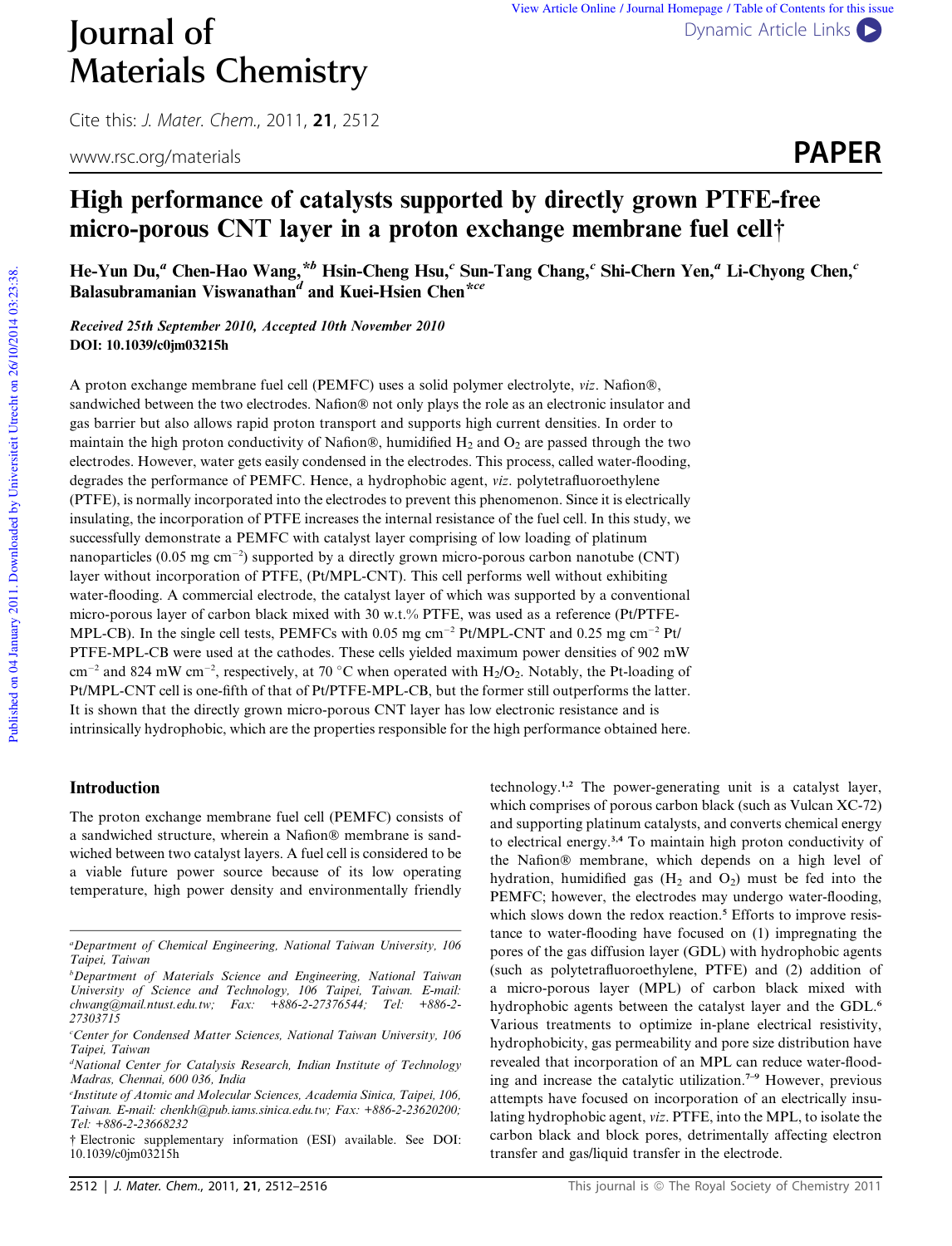# High performance of catalysts supported by directly grown PTFE-free micro-porous CNT layer in a proton exchange membrane fuel cell†

He-Yun Du,[a] Chen-Hao Wang,*[b] Hsin-Cheng Hsu,[c] Sun-Tang Chang,[c] Shi-Chern Yen,[a] Li-Chyong Chen,[c] Balasubramanian Viswanathan[d] and Kuei-Hsien Chen*[ce]

*Received 25th September 2010, Accepted 10th November 2010*

**DOI: 10.1039/c0jm03215h**

A proton exchange membrane fuel cell (PEMFC) uses a solid polymer electrolyte, *viz*. Nafion®, sandwiched between the two electrodes. Nafion® not only plays the role as an electronic insulator and gas barrier but also allows rapid proton transport and supports high current densities. In order to maintain the high proton conductivity of Nafion®, humidified $H_2$ and $O_2$ are passed through the two electrodes. However, water gets easily condensed in the electrodes. This process, called water-flooding, degrades the performance of PEMFC. Hence, a hydrophobic agent, *viz*. polytetrafluoroethylene (PTFE), is normally incorporated into the electrodes to prevent this phenomenon. Since it is electrically insulating, the incorporation of PTFE increases the internal resistance of the fuel cell. In this study, we successfully demonstrate a PEMFC with catalyst layer comprising of low loading of platinum nanoparticles (0.05 mg cm$^{-2}$) supported by a directly grown micro-porous carbon nanotube (CNT) layer without incorporation of PTFE, (Pt/MPL-CNT). This cell performs well without exhibiting water-flooding. A commercial electrode, the catalyst layer of which was supported by a conventional micro-porous layer of carbon black mixed with 30 w.t.% PTFE, was used as a reference (Pt/PTFE-MPL-CB). In the single cell tests, PEMFCs with 0.05 mg cm$^{-2}$ Pt/MPL-CNT and 0.25 mg cm$^{-2}$ Pt/PTFE-MPL-CB were used at the cathodes. These cells yielded maximum power densities of 902 mW cm$^{-2}$ and 824 mW cm$^{-2}$, respectively, at 70 °C when operated with $H_2/O_2$. Notably, the Pt-loading of Pt/MPL-CNT cell is one-fifth of that of Pt/PTFE-MPL-CB, but the former still outperforms the latter. It is shown that the directly grown micro-porous CNT layer has low electronic resistance and is intrinsically hydrophobic, which are the properties responsible for the high performance obtained here.

## Introduction

The proton exchange membrane fuel cell (PEMFC) consists of a sandwiched structure, wherein a Nafion® membrane is sandwiched between two catalyst layers. A fuel cell is considered to be a viable future power source because of its low operating temperature, high power density and environmentally friendly technology.[1,2] The power-generating unit is a catalyst layer, which comprises of porous carbon black (such as Vulcan XC-72) and supporting platinum catalysts, and converts chemical energy to electrical energy.[3,4] To maintain high proton conductivity of the Nafion® membrane, which depends on a high level of hydration, humidified gas ($H_2$ and $O_2$) must be fed into the PEMFC; however, the electrodes may undergo water-flooding, which slows down the redox reaction.[5] Efforts to improve resistance to water-flooding have focused on (1) impregnating the pores of the gas diffusion layer (GDL) with hydrophobic agents (such as polytetrafluoroethylene, PTFE) and (2) addition of a micro-porous layer (MPL) of carbon black mixed with hydrophobic agents between the catalyst layer and the GDL.[6] Various treatments to optimize in-plane electrical resistivity, hydrophobicity, gas permeability and pore size distribution have revealed that incorporation of an MPL can reduce water-flooding and increase the catalytic utilization.[7–9] However, previous attempts have focused on incorporation of an electrically insulating hydrophobic agent, *viz*. PTFE, into the MPL, to isolate the carbon black and block pores, detrimentally affecting electron transfer and gas/liquid transfer in the electrode.

---

[a] Department of Chemical Engineering, National Taiwan University, 106 Taipei, Taiwan
[b] Department of Materials Science and Engineering, National Taiwan University of Science and Technology, 106 Taipei, Taiwan. E-mail: chwang@mail.ntust.edu.tw; Fax: +886-2-27376544; Tel: +886-2-27303715
[c] Center for Condensed Matter Sciences, National Taiwan University, 106 Taipei, Taiwan
[d] National Center for Catalysis Research, Indian Institute of Technology Madras, Chennai, 600 036, India
[e] Institute of Atomic and Molecular Sciences, Academia Sinica, Taipei, 106, Taiwan. E-mail: chenkh@pub.iams.sinica.edu.tw; Fax: +886-2-23620200; Tel: +886-2-23668232

† Electronic supplementary information (ESI) available. See DOI: 10.1039/c0jm03215h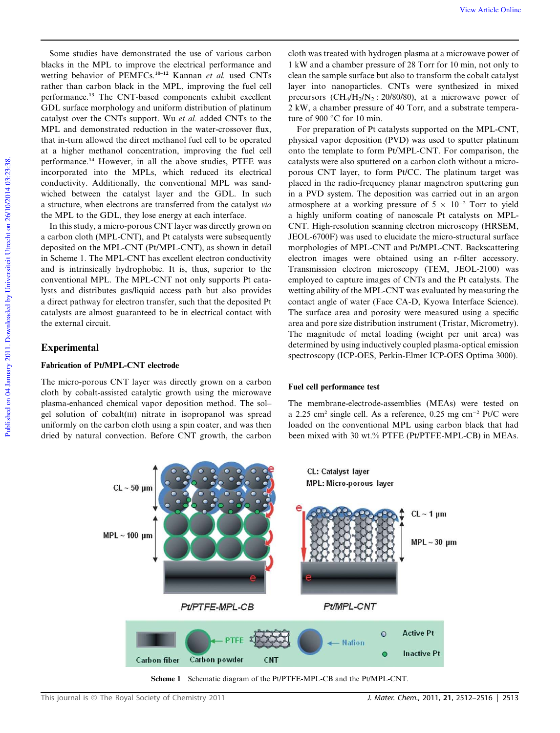Some studies have demonstrated the use of various carbon blacks in the MPL to improve the electrical performance and wetting behavior of PEMFCs.[10–12] Kannan *et al.* used CNTs rather than carbon black in the MPL, improving the fuel cell performance.[13] The CNT-based components exhibit excellent GDL surface morphology and uniform distribution of platinum catalyst over the CNTs support. Wu *et al.* added CNTs to the MPL and demonstrated reduction in the water-crossover flux, that in-turn allowed the direct methanol fuel cell to be operated at a higher methanol concentration, improving the fuel cell performance.[14] However, in all the above studies, PTFE was incorporated into the MPLs, which reduced its electrical conductivity. Additionally, the conventional MPL was sandwiched between the catalyst layer and the GDL. In such a structure, when electrons are transferred from the catalyst *via* the MPL to the GDL, they lose energy at each interface.

In this study, a micro-porous CNT layer was directly grown on a carbon cloth (MPL-CNT), and Pt catalysts were subsequently deposited on the MPL-CNT (Pt/MPL-CNT), as shown in detail in Scheme 1. The MPL-CNT has excellent electron conductivity and is intrinsically hydrophobic. It is, thus, superior to the conventional MPL. The MPL-CNT not only supports Pt catalysts and distributes gas/liquid access path but also provides a direct pathway for electron transfer, such that the deposited Pt catalysts are almost guaranteed to be in electrical contact with the external circuit.

## Experimental

### Fabrication of Pt/MPL-CNT electrode

The micro-porous CNT layer was directly grown on a carbon cloth by cobalt-assisted catalytic growth using the microwave plasma-enhanced chemical vapor deposition method. The sol–gel solution of cobalt(III) nitrate in isopropanol was spread uniformly on the carbon cloth using a spin coater, and was then dried by natural convection. Before CNT growth, the carbon cloth was treated with hydrogen plasma at a microwave power of 1 kW and a chamber pressure of 28 Torr for 10 min, not only to clean the sample surface but also to transform the cobalt catalyst layer into nanoparticles. CNTs were synthesized in mixed precursors ($CH_4/H_2/N_2$ : 20/80/80), at a microwave power of 2 kW, a chamber pressure of 40 Torr, and a substrate temperature of 900 °C for 10 min.

For preparation of Pt catalysts supported on the MPL-CNT, physical vapor deposition (PVD) was used to sputter platinum onto the template to form Pt/MPL-CNT. For comparison, the catalysts were also sputtered on a carbon cloth without a microporous CNT layer, to form Pt/CC. The platinum target was placed in the radio-frequency planar magnetron sputtering gun in a PVD system. The deposition was carried out in an argon atmosphere at a working pressure of $5 \times 10^{-2}$ Torr to yield a highly uniform coating of nanoscale Pt catalysts on MPL-CNT. High-resolution scanning electron microscopy (HRSEM, JEOL-6700F) was used to elucidate the micro-structural surface morphologies of MPL-CNT and Pt/MPL-CNT. Backscattering electron images were obtained using an r-filter accessory. Transmission electron microscopy (TEM, JEOL-2100) was employed to capture images of CNTs and the Pt catalysts. The wetting ability of the MPL-CNT was evaluated by measuring the contact angle of water (Face CA-D, Kyowa Interface Science). The surface area and porosity were measured using a specific area and pore size distribution instrument (Tristar, Micrometry). The magnitude of metal loading (weight per unit area) was determined by using inductively coupled plasma-optical emission spectroscopy (ICP-OES, Perkin-Elmer ICP-OES Optima 3000).

### Fuel cell performance test

The membrane-electrode-assemblies (MEAs) were tested on a 2.25 $cm^2$ single cell. As a reference, 0.25 mg $cm^{-2}$ Pt/C were loaded on the conventional MPL using carbon black that had been mixed with 30 wt.% PTFE (Pt/PTFE-MPL-CB) in MEAs.

Scheme 1 Schematic diagram of the Pt/PTFE-MPL-CB and the Pt/MPL-CNT.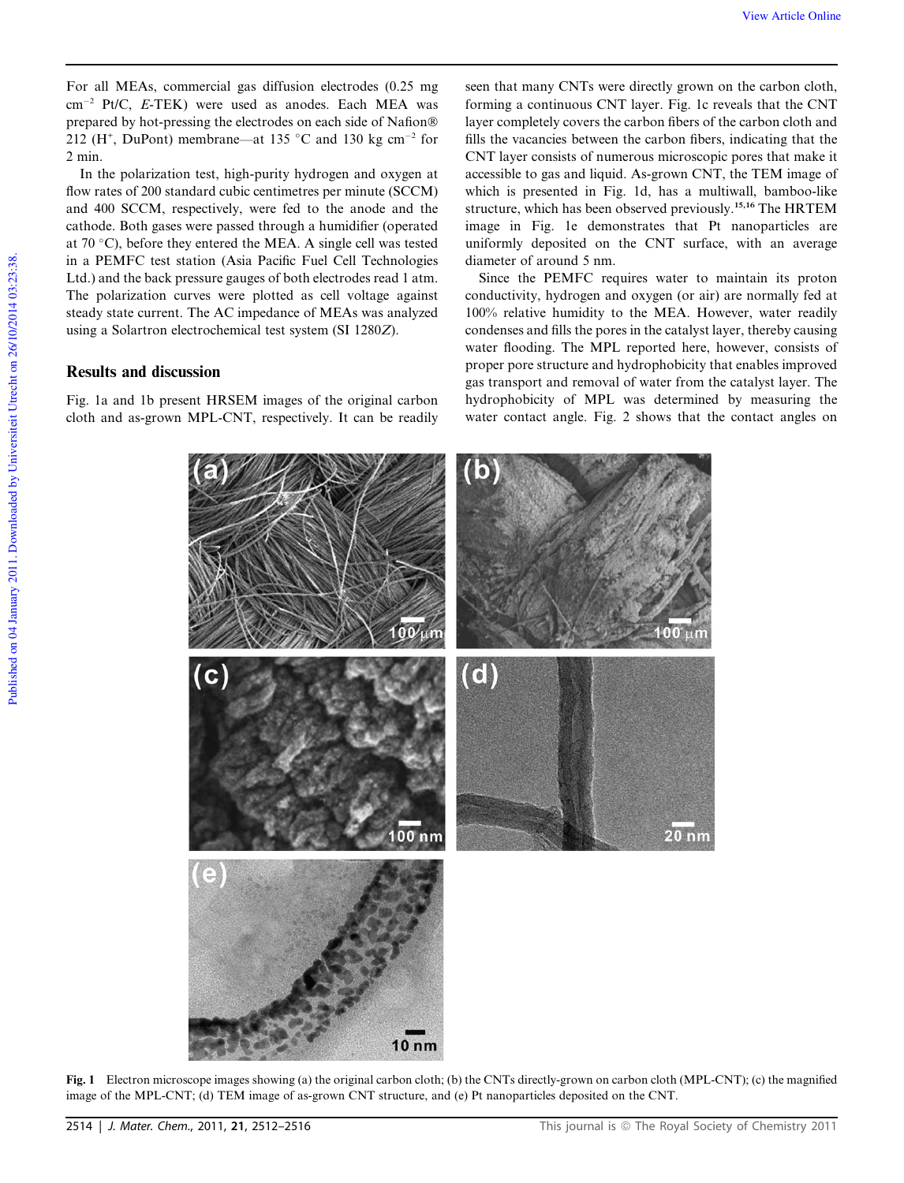For all MEAs, commercial gas diffusion electrodes (0.25 mg $cm^{-2}$ Pt/C, *E*-TEK) were used as anodes. Each MEA was prepared by hot-pressing the electrodes on each side of Nafion® 212 ($H^+$, DuPont) membrane—at 135 °C and 130 kg $cm^{-2}$ for 2 min.

In the polarization test, high-purity hydrogen and oxygen at flow rates of 200 standard cubic centimetres per minute (SCCM) and 400 SCCM, respectively, were fed to the anode and the cathode. Both gases were passed through a humidifier (operated at 70 °C), before they entered the MEA. A single cell was tested in a PEMFC test station (Asia Pacific Fuel Cell Technologies Ltd.) and the back pressure gauges of both electrodes read 1 atm. The polarization curves were plotted as cell voltage against steady state current. The AC impedance of MEAs was analyzed using a Solartron electrochemical test system (SI 1280*Z*).

## Results and discussion

Fig. 1a and 1b present HRSEM images of the original carbon cloth and as-grown MPL-CNT, respectively. It can be readily seen that many CNTs were directly grown on the carbon cloth, forming a continuous CNT layer. Fig. 1c reveals that the CNT layer completely covers the carbon fibers of the carbon cloth and fills the vacancies between the carbon fibers, indicating that the CNT layer consists of numerous microscopic pores that make it accessible to gas and liquid. As-grown CNT, the TEM image of which is presented in Fig. 1d, has a multiwall, bamboo-like structure, which has been observed previously.[15,16] The HRTEM image in Fig. 1e demonstrates that Pt nanoparticles are uniformly deposited on the CNT surface, with an average diameter of around 5 nm.

Since the PEMFC requires water to maintain its proton conductivity, hydrogen and oxygen (or air) are normally fed at 100% relative humidity to the MEA. However, water readily condenses and fills the pores in the catalyst layer, thereby causing water flooding. The MPL reported here, however, consists of proper pore structure and hydrophobicity that enables improved gas transport and removal of water from the catalyst layer. The hydrophobicity of MPL was determined by measuring the water contact angle. Fig. 2 shows that the contact angles on

**Fig. 1** Electron microscope images showing (a) the original carbon cloth; (b) the CNTs directly-grown on carbon cloth (MPL-CNT); (c) the magnified image of the MPL-CNT; (d) TEM image of as-grown CNT structure, and (e) Pt nanoparticles deposited on the CNT.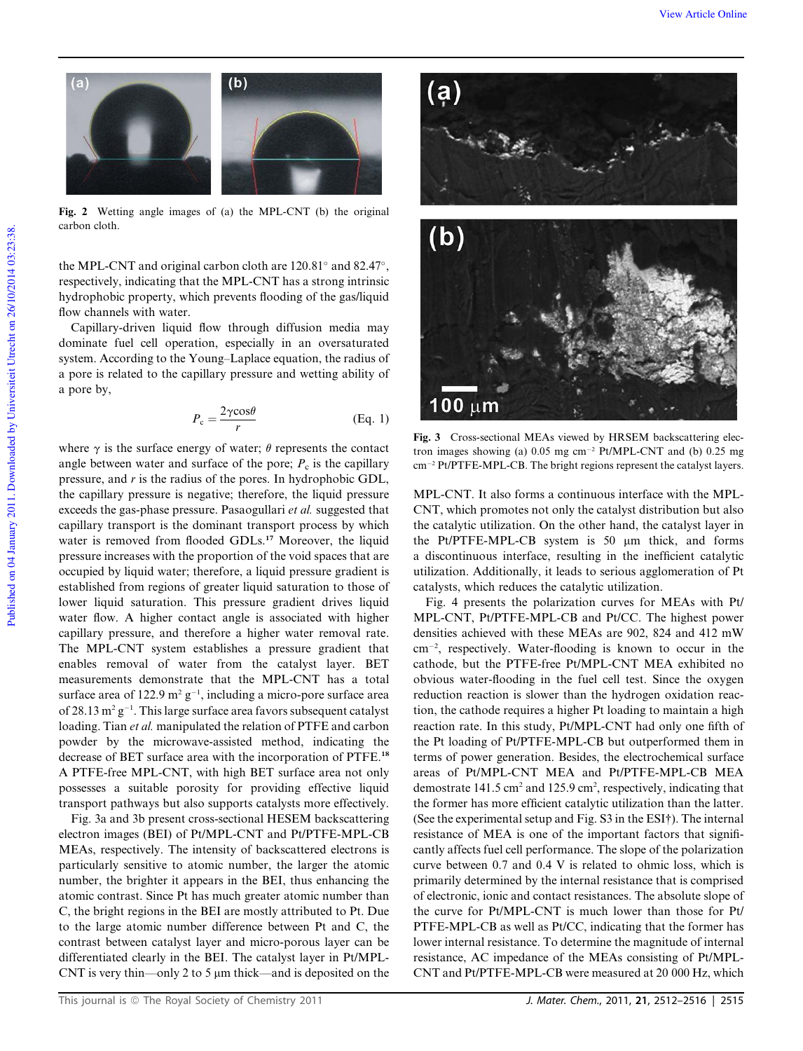Fig. 2 Wetting angle images of (a) the MPL-CNT (b) the original carbon cloth.

the MPL-CNT and original carbon cloth are 120.81° and 82.47°, respectively, indicating that the MPL-CNT has a strong intrinsic hydrophobic property, which prevents flooding of the gas/liquid flow channels with water.

Capillary-driven liquid flow through diffusion media may dominate fuel cell operation, especially in an oversaturated system. According to the Young–Laplace equation, the radius of a pore is related to the capillary pressure and wetting ability of a pore by,

$$P_c = \frac{2\gamma\cos\theta}{r} \quad \text{(Eq. 1)}$$

where $\gamma$ is the surface energy of water; $\theta$ represents the contact angle between water and surface of the pore; $P_c$ is the capillary pressure, and $r$ is the radius of the pores. In hydrophobic GDL, the capillary pressure is negative; therefore, the liquid pressure exceeds the gas-phase pressure. Pasaogullari *et al.* suggested that capillary transport is the dominant transport process by which water is removed from flooded GDLs.[17] Moreover, the liquid pressure increases with the proportion of the void spaces that are occupied by liquid water; therefore, a liquid pressure gradient is established from regions of greater liquid saturation to those of lower liquid saturation. This pressure gradient drives liquid water flow. A higher contact angle is associated with higher capillary pressure, and therefore a higher water removal rate. The MPL-CNT system establishes a pressure gradient that enables removal of water from the catalyst layer. BET measurements demonstrate that the MPL-CNT has a total surface area of 122.9 $m^2$ $g^{-1}$, including a micro-pore surface area of 28.13 $m^2$ $g^{-1}$. This large surface area favors subsequent catalyst loading. Tian *et al.* manipulated the relation of PTFE and carbon powder by the microwave-assisted method, indicating the decrease of BET surface area with the incorporation of PTFE.[18] A PTFE-free MPL-CNT, with high BET surface area not only possesses a suitable porosity for providing effective liquid transport pathways but also supports catalysts more effectively.

Fig. 3a and 3b present cross-sectional HESEM backscattering electron images (BEI) of Pt/MPL-CNT and Pt/PTFE-MPL-CB MEAs, respectively. The intensity of backscattered electrons is particularly sensitive to atomic number, the larger the atomic number, the brighter it appears in the BEI, thus enhancing the atomic contrast. Since Pt has much greater atomic number than C, the bright regions in the BEI are mostly attributed to Pt. Due to the large atomic number difference between Pt and C, the contrast between catalyst layer and micro-porous layer can be differentiated clearly in the BEI. The catalyst layer in Pt/MPL-CNT is very thin—only 2 to 5 μm thick—and is deposited on the MPL-CNT. It also forms a continuous interface with the MPL-CNT, which promotes not only the catalyst distribution but also the catalytic utilization. On the other hand, the catalyst layer in the Pt/PTFE-MPL-CB system is 50 μm thick, and forms a discontinuous interface, resulting in the inefficient catalytic utilization. Additionally, it leads to serious agglomeration of Pt catalysts, which reduces the catalytic utilization.

Fig. 3 Cross-sectional MEAs viewed by HRSEM backscattering electron images showing (a) 0.05 mg $cm^{-2}$ Pt/MPL-CNT and (b) 0.25 mg $cm^{-2}$ Pt/PTFE-MPL-CB. The bright regions represent the catalyst layers.

Fig. 4 presents the polarization curves for MEAs with Pt/MPL-CNT, Pt/PTFE-MPL-CB and Pt/CC. The highest power densities achieved with these MEAs are 902, 824 and 412 mW $cm^{-2}$, respectively. Water-flooding is known to occur in the cathode, but the PTFE-free Pt/MPL-CNT MEA exhibited no obvious water-flooding in the fuel cell test. Since the oxygen reduction reaction is slower than the hydrogen oxidation reaction, the cathode requires a higher Pt loading to maintain a high reaction rate. In this study, Pt/MPL-CNT had only one fifth of the Pt loading of Pt/PTFE-MPL-CB but outperformed them in terms of power generation. Besides, the electrochemical surface areas of Pt/MPL-CNT MEA and Pt/PTFE-MPL-CB MEA demonstrate 141.5 $cm^2$ and 125.9 $cm^2$, respectively, indicating that the former has more efficient catalytic utilization than the latter. (See the experimental setup and Fig. S3 in the ESI†). The internal resistance of MEA is one of the important factors that significantly affects fuel cell performance. The slope of the polarization curve between 0.7 and 0.4 V is related to ohmic loss, which is primarily determined by the internal resistance that is comprised of electronic, ionic and contact resistances. The absolute slope of the curve for Pt/MPL-CNT is much lower than those for Pt/PTFE-MPL-CB as well as Pt/CC, indicating that the former has lower internal resistance. To determine the magnitude of internal resistance, AC impedance of the MEAs consisting of Pt/MPL-CNT and Pt/PTFE-MPL-CB were measured at 20 000 Hz, which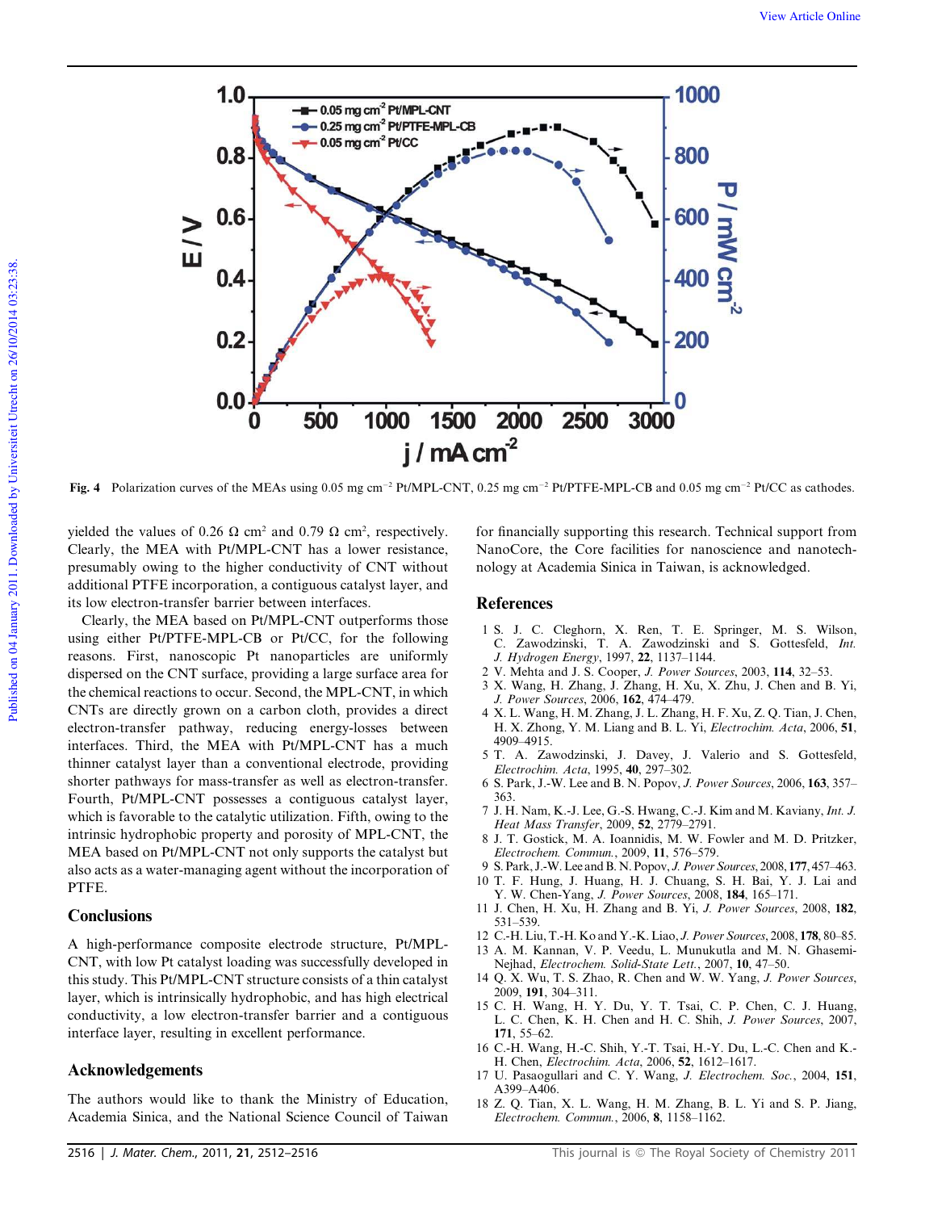1.0
0.8
0.6
0.4
0.2
0.0
E / V
0.05 mg cm-2 Pt/MPL-CNT
0.25 mg cm-2 Pt/PTFE-MPL-CB
0.05 mg cm-2 Pt/CC
1000
800
600
400
200
0
P / mW cm-2
0
500
1000
1500
2000
2500
3000
j / mA cm-2

**Fig. 4** Polarization curves of the MEAs using 0.05 mg cm$^{-2}$ Pt/MPL-CNT, 0.25 mg cm$^{-2}$ Pt/PTFE-MPL-CB and 0.05 mg cm$^{-2}$ Pt/CC as cathodes.

yielded the values of 0.26 Ω cm$^2$ and 0.79 Ω cm$^2$, respectively. Clearly, the MEA with Pt/MPL-CNT has a lower resistance, presumably owing to the higher conductivity of CNT without additional PTFE incorporation, a contiguous catalyst layer, and its low electron-transfer barrier between interfaces.

Clearly, the MEA based on Pt/MPL-CNT outperforms those using either Pt/PTFE-MPL-CB or Pt/CC, for the following reasons. First, nanoscopic Pt nanoparticles are uniformly dispersed on the CNT surface, providing a large surface area for the chemical reactions to occur. Second, the MPL-CNT, in which CNTs are directly grown on a carbon cloth, provides a direct electron-transfer pathway, reducing energy-losses between interfaces. Third, the MEA with Pt/MPL-CNT has a much thinner catalyst layer than a conventional electrode, providing shorter pathways for mass-transfer as well as electron-transfer. Fourth, Pt/MPL-CNT possesses a contiguous catalyst layer, which is favorable to the catalytic utilization. Fifth, owing to the intrinsic hydrophobic property and porosity of MPL-CNT, the MEA based on Pt/MPL-CNT not only supports the catalyst but also acts as a water-managing agent without the incorporation of PTFE.

## Conclusions

A high-performance composite electrode structure, Pt/MPL-CNT, with low Pt catalyst loading was successfully developed in this study. This Pt/MPL-CNT structure consists of a thin catalyst layer, which is intrinsically hydrophobic, and has high electrical conductivity, a low electron-transfer barrier and a contiguous interface layer, resulting in excellent performance.

## Acknowledgements

The authors would like to thank the Ministry of Education, Academia Sinica, and the National Science Council of Taiwan for financially supporting this research. Technical support from NanoCore, the Core facilities for nanoscience and nanotechnology at Academia Sinica in Taiwan, is acknowledged.

## References

1 S. J. C. Cleghorn, X. Ren, T. E. Springer, M. S. Wilson, C. Zawodzinski, T. A. Zawodzinski and S. Gottesfeld, *Int. J. Hydrogen Energy*, 1997, **22**, 1137–1144.
2 V. Mehta and J. S. Cooper, *J. Power Sources*, 2003, **114**, 32–53.
3 X. Wang, H. Zhang, J. Zhang, H. Xu, X. Zhu, J. Chen and B. Yi, *J. Power Sources*, 2006, **162**, 474–479.
4 X. L. Wang, H. M. Zhang, J. L. Zhang, H. F. Xu, Z. Q. Tian, J. Chen, H. X. Zhong, Y. M. Liang and B. L. Yi, *Electrochim. Acta*, 2006, **51**, 4909–4915.
5 T. A. Zawodzinski, J. Davey, J. Valerio and S. Gottesfeld, *Electrochim. Acta*, 1995, **40**, 297–302.
6 S. Park, J.-W. Lee and B. N. Popov, *J. Power Sources*, 2006, **163**, 357–363.
7 J. H. Nam, K.-J. Lee, G.-S. Hwang, C.-J. Kim and M. Kaviany, *Int. J. Heat Mass Transfer*, 2009, **52**, 2779–2791.
8 J. T. Gostick, M. A. Ioannidis, M. W. Fowler and M. D. Pritzker, *Electrochem. Commun.*, 2009, **11**, 576–579.
9 S. Park, J.-W. Lee and B. N. Popov, *J. Power Sources*, 2008, **177**, 457–463.
10 T. F. Hung, J. Huang, H. J. Chuang, S. H. Bai, Y. J. Lai and Y. W. Chen-Yang, *J. Power Sources*, 2008, **184**, 165–171.
11 J. Chen, H. Xu, H. Zhang and B. Yi, *J. Power Sources*, 2008, **182**, 531–539.
12 C.-H. Liu, T.-H. Ko and Y.-K. Liao, *J. Power Sources*, 2008, **178**, 80–85.
13 A. M. Kannan, V. P. Veedu, L. Munukutla and M. N. Ghasemi-Nejhad, *Electrochem. Solid-State Lett.*, 2007, **10**, 47–50.
14 Q. X. Wu, T. S. Zhao, R. Chen and W. W. Yang, *J. Power Sources*, 2009, **191**, 304–311.
15 C. H. Wang, H. Y. Du, Y. T. Tsai, C. P. Chen, C. J. Huang, L. C. Chen, K. H. Chen and H. C. Shih, *J. Power Sources*, 2007, **171**, 55–62.
16 C.-H. Wang, H.-C. Shih, Y.-T. Tsai, H.-Y. Du, L.-C. Chen and K.-H. Chen, *Electrochim. Acta*, 2006, **52**, 1612–1617.
17 U. Pasaogullari and C. Y. Wang, *J. Electrochem. Soc.*, 2004, **151**, A399–A406.
18 Z. Q. Tian, X. L. Wang, H. M. Zhang, B. L. Yi and S. P. Jiang, *Electrochem. Commun.*, 2006, **8**, 1158–1162.